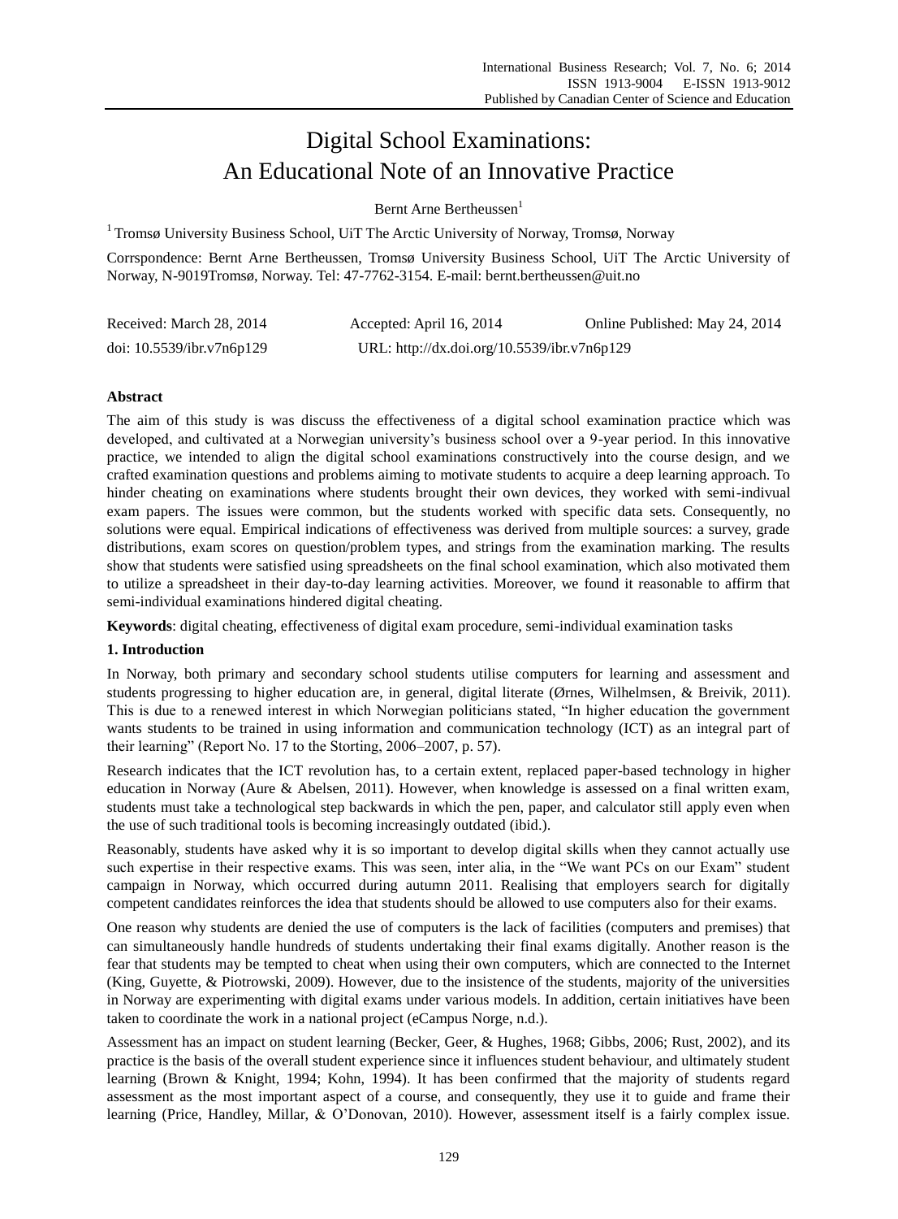# Digital School Examinations: An Educational Note of an Innovative Practice

Bernt Arne Bertheussen[1]

[1] Tromsø University Business School, UiT The Arctic University of Norway, Tromsø, Norway

Corrspondence: Bernt Arne Bertheussen, Tromsø University Business School, UiT The Arctic University of Norway, N-9019Tromsø, Norway. Tel: 47-7762-3154. E-mail: bernt.bertheussen@uit.no

Received: March 28, 2014 Accepted: April 16, 2014 Online Published: May 24, 2014

doi: 10.5539/ibr.v7n6p129 URL: http://dx.doi.org/10.5539/ibr.v7n6p129

## Abstract

The aim of this study is was discuss the effectiveness of a digital school examination practice which was developed, and cultivated at a Norwegian university's business school over a 9-year period. In this innovative practice, we intended to align the digital school examinations constructively into the course design, and we crafted examination questions and problems aiming to motivate students to acquire a deep learning approach. To hinder cheating on examinations where students brought their own devices, they worked with semi-indivual exam papers. The issues were common, but the students worked with specific data sets. Consequently, no solutions were equal. Empirical indications of effectiveness was derived from multiple sources: a survey, grade distributions, exam scores on question/problem types, and strings from the examination marking. The results show that students were satisfied using spreadsheets on the final school examination, which also motivated them to utilize a spreadsheet in their day-to-day learning activities. Moreover, we found it reasonable to affirm that semi-individual examinations hindered digital cheating.

**Keywords**: digital cheating, effectiveness of digital exam procedure, semi-individual examination tasks

## 1. Introduction

In Norway, both primary and secondary school students utilise computers for learning and assessment and students progressing to higher education are, in general, digital literate (Ørnes, Wilhelmsen, & Breivik, 2011). This is due to a renewed interest in which Norwegian politicians stated, "In higher education the government wants students to be trained in using information and communication technology (ICT) as an integral part of their learning" (Report No. 17 to the Storting, 2006–2007, p. 57).

Research indicates that the ICT revolution has, to a certain extent, replaced paper-based technology in higher education in Norway (Aure & Abelsen, 2011). However, when knowledge is assessed on a final written exam, students must take a technological step backwards in which the pen, paper, and calculator still apply even when the use of such traditional tools is becoming increasingly outdated (ibid.).

Reasonably, students have asked why it is so important to develop digital skills when they cannot actually use such expertise in their respective exams. This was seen, inter alia, in the "We want PCs on our Exam" student campaign in Norway, which occurred during autumn 2011. Realising that employers search for digitally competent candidates reinforces the idea that students should be allowed to use computers also for their exams.

One reason why students are denied the use of computers is the lack of facilities (computers and premises) that can simultaneously handle hundreds of students undertaking their final exams digitally. Another reason is the fear that students may be tempted to cheat when using their own computers, which are connected to the Internet (King, Guyette, & Piotrowski, 2009). However, due to the insistence of the students, majority of the universities in Norway are experimenting with digital exams under various models. In addition, certain initiatives have been taken to coordinate the work in a national project (eCampus Norge, n.d.).

Assessment has an impact on student learning (Becker, Geer, & Hughes, 1968; Gibbs, 2006; Rust, 2002), and its practice is the basis of the overall student experience since it influences student behaviour, and ultimately student learning (Brown & Knight, 1994; Kohn, 1994). It has been confirmed that the majority of students regard assessment as the most important aspect of a course, and consequently, they use it to guide and frame their learning (Price, Handley, Millar, & O'Donovan, 2010). However, assessment itself is a fairly complex issue.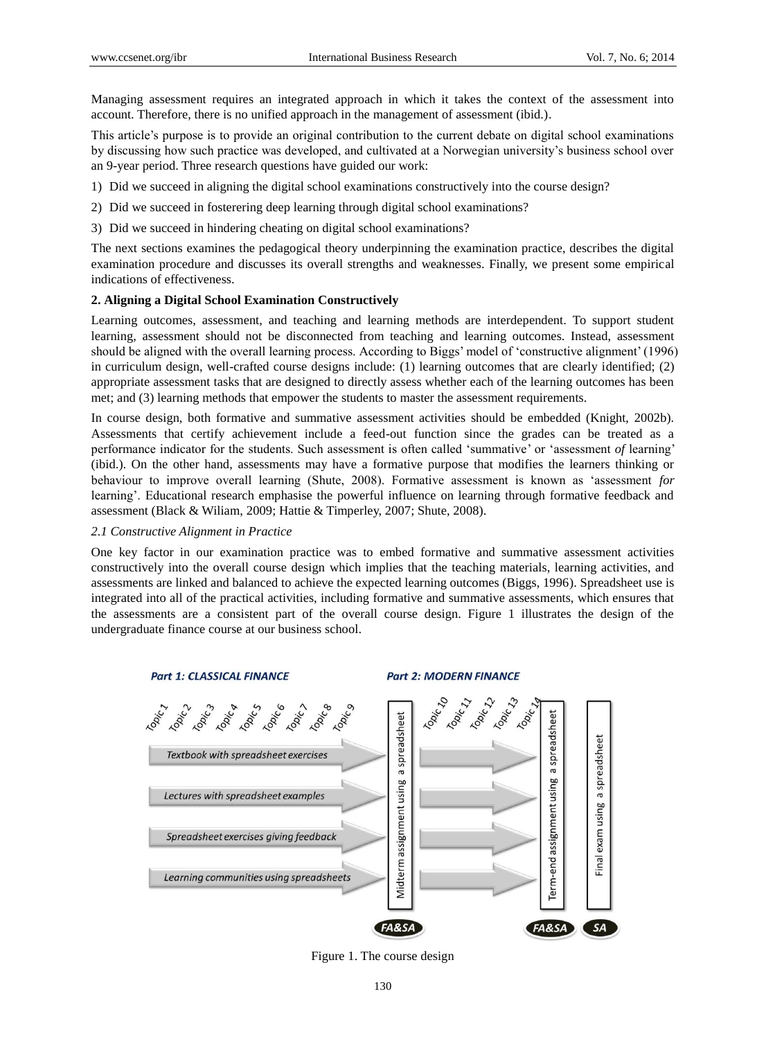Managing assessment requires an integrated approach in which it takes the context of the assessment into account. Therefore, there is no unified approach in the management of assessment (ibid.).

This article's purpose is to provide an original contribution to the current debate on digital school examinations by discussing how such practice was developed, and cultivated at a Norwegian university's business school over an 9-year period. Three research questions have guided our work:

1) Did we succeed in aligning the digital school examinations constructively into the course design?
2) Did we succeed in fosterering deep learning through digital school examinations?
3) Did we succeed in hindering cheating on digital school examinations?

The next sections examines the pedagogical theory underpinning the examination practice, describes the digital examination procedure and discusses its overall strengths and weaknesses. Finally, we present some empirical indications of effectiveness.

## 2. Aligning a Digital School Examination Constructively

Learning outcomes, assessment, and teaching and learning methods are interdependent. To support student learning, assessment should not be disconnected from teaching and learning outcomes. Instead, assessment should be aligned with the overall learning process. According to Biggs' model of 'constructive alignment' (1996) in curriculum design, well-crafted course designs include: (1) learning outcomes that are clearly identified; (2) appropriate assessment tasks that are designed to directly assess whether each of the learning outcomes has been met; and (3) learning methods that empower the students to master the assessment requirements.

In course design, both formative and summative assessment activities should be embedded (Knight, 2002b). Assessments that certify achievement include a feed-out function since the grades can be treated as a performance indicator for the students. Such assessment is often called 'summative' or 'assessment *of* learning' (ibid.). On the other hand, assessments may have a formative purpose that modifies the learners thinking or behaviour to improve overall learning (Shute, 2008). Formative assessment is known as 'assessment *for* learning'. Educational research emphasise the powerful influence on learning through formative feedback and assessment (Black & Wiliam, 2009; Hattie & Timperley, 2007; Shute, 2008).

### *2.1 Constructive Alignment in Practice*

One key factor in our examination practice was to embed formative and summative assessment activities constructively into the overall course design which implies that the teaching materials, learning activities, and assessments are linked and balanced to achieve the expected learning outcomes (Biggs, 1996). Spreadsheet use is integrated into all of the practical activities, including formative and summative assessments, which ensures that the assessments are a consistent part of the overall course design. Figure 1 illustrates the design of the undergraduate finance course at our business school.

Part 1: CLASSICAL FINANCE — Topic 1, Topic 2, Topic 3, Topic 4, Topic 5, Topic 6, Topic 7, Topic 8, Topic 9

Part 2: MODERN FINANCE — Topic 10, Topic 11, Topic 12, Topic 13, Topic 14

Textbook with spreadsheet exercises

Lectures with spreadsheet examples

Spreadsheet exercises giving feedback

Learning communities using spreadsheets

Midterm assignment using a spreadsheet (FA&SA)

Term-end assignment using a spreadsheet (FA&SA)

Final exam using a spreadsheet (SA)

Figure 1. The course design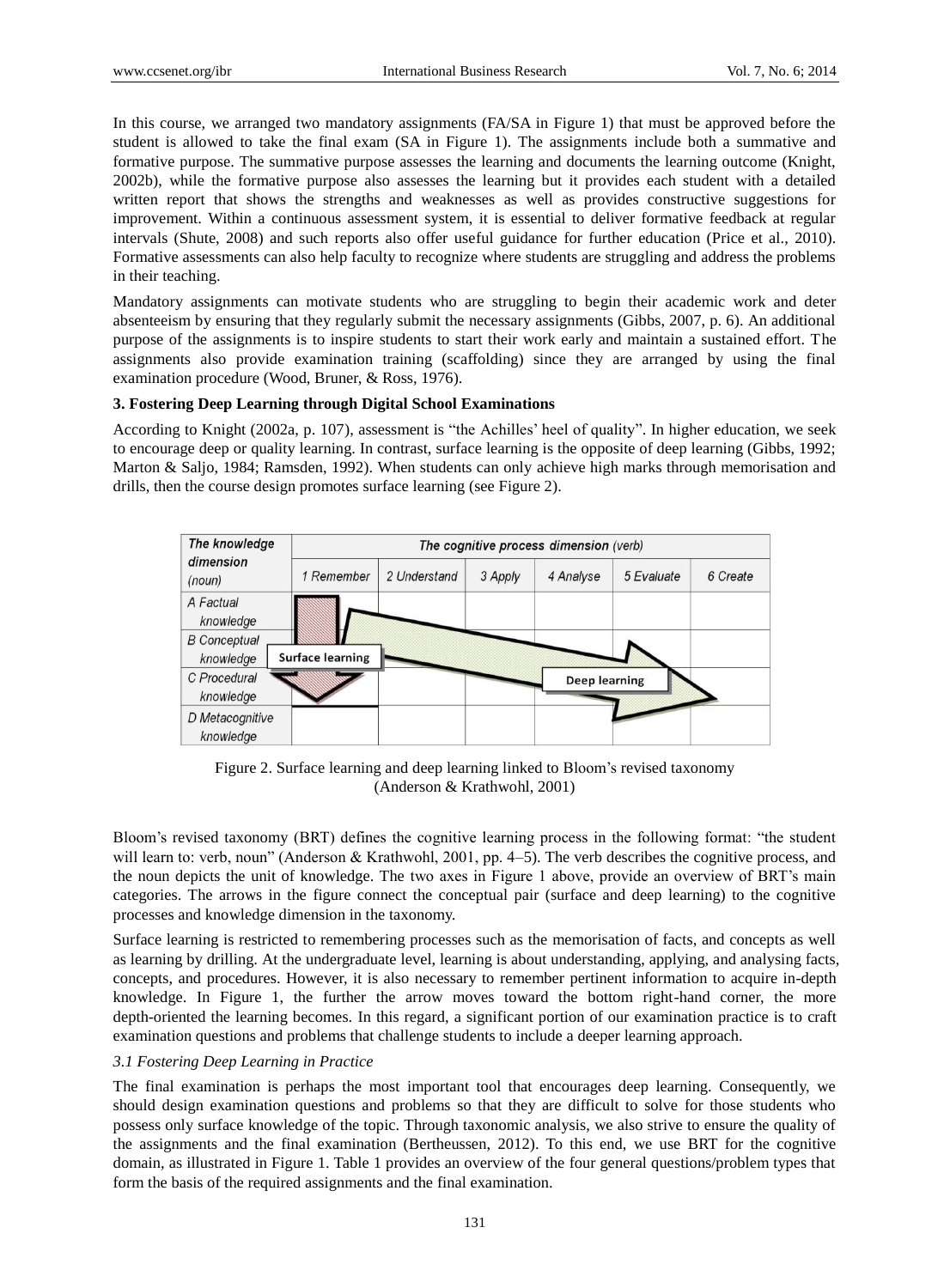In this course, we arranged two mandatory assignments (FA/SA in Figure 1) that must be approved before the student is allowed to take the final exam (SA in Figure 1). The assignments include both a summative and formative purpose. The summative purpose assesses the learning and documents the learning outcome (Knight, 2002b), while the formative purpose also assesses the learning but it provides each student with a detailed written report that shows the strengths and weaknesses as well as provides constructive suggestions for improvement. Within a continuous assessment system, it is essential to deliver formative feedback at regular intervals (Shute, 2008) and such reports also offer useful guidance for further education (Price et al., 2010). Formative assessments can also help faculty to recognize where students are struggling and address the problems in their teaching.

Mandatory assignments can motivate students who are struggling to begin their academic work and deter absenteeism by ensuring that they regularly submit the necessary assignments (Gibbs, 2007, p. 6). An additional purpose of the assignments is to inspire students to start their work early and maintain a sustained effort. The assignments also provide examination training (scaffolding) since they are arranged by using the final examination procedure (Wood, Bruner, & Ross, 1976).

### 3. Fostering Deep Learning through Digital School Examinations

According to Knight (2002a, p. 107), assessment is "the Achilles' heel of quality". In higher education, we seek to encourage deep or quality learning. In contrast, surface learning is the opposite of deep learning (Gibbs, 1992; Marton & Saljo, 1984; Ramsden, 1992). When students can only achieve high marks through memorisation and drills, then the course design promotes surface learning (see Figure 2).

| *The knowledge dimension (noun)* | *The cognitive process dimension (verb)* | | | | | |
|---|---|---|---|---|---|---|
| | *1 Remember* | *2 Understand* | *3 Apply* | *4 Analyse* | *5 Evaluate* | *6 Create* |
| *A Factual knowledge* | | | | | | |
| *B Conceptual knowledge* | **Surface learning** | | | | | |
| *C Procedural knowledge* | | | | **Deep learning** | | |
| *D Metacognitive knowledge* | | | | | | |

Figure 2. Surface learning and deep learning linked to Bloom's revised taxonomy (Anderson & Krathwohl, 2001)

Bloom's revised taxonomy (BRT) defines the cognitive learning process in the following format: "the student will learn to: verb, noun" (Anderson & Krathwohl, 2001, pp. 4–5). The verb describes the cognitive process, and the noun depicts the unit of knowledge. The two axes in Figure 1 above, provide an overview of BRT's main categories. The arrows in the figure connect the conceptual pair (surface and deep learning) to the cognitive processes and knowledge dimension in the taxonomy.

Surface learning is restricted to remembering processes such as the memorisation of facts, and concepts as well as learning by drilling. At the undergraduate level, learning is about understanding, applying, and analysing facts, concepts, and procedures. However, it is also necessary to remember pertinent information to acquire in-depth knowledge. In Figure 1, the further the arrow moves toward the bottom right-hand corner, the more depth-oriented the learning becomes. In this regard, a significant portion of our examination practice is to craft examination questions and problems that challenge students to include a deeper learning approach.

#### *3.1 Fostering Deep Learning in Practice*

The final examination is perhaps the most important tool that encourages deep learning. Consequently, we should design examination questions and problems so that they are difficult to solve for those students who possess only surface knowledge of the topic. Through taxonomic analysis, we also strive to ensure the quality of the assignments and the final examination (Bertheussen, 2012). To this end, we use BRT for the cognitive domain, as illustrated in Figure 1. Table 1 provides an overview of the four general questions/problem types that form the basis of the required assignments and the final examination.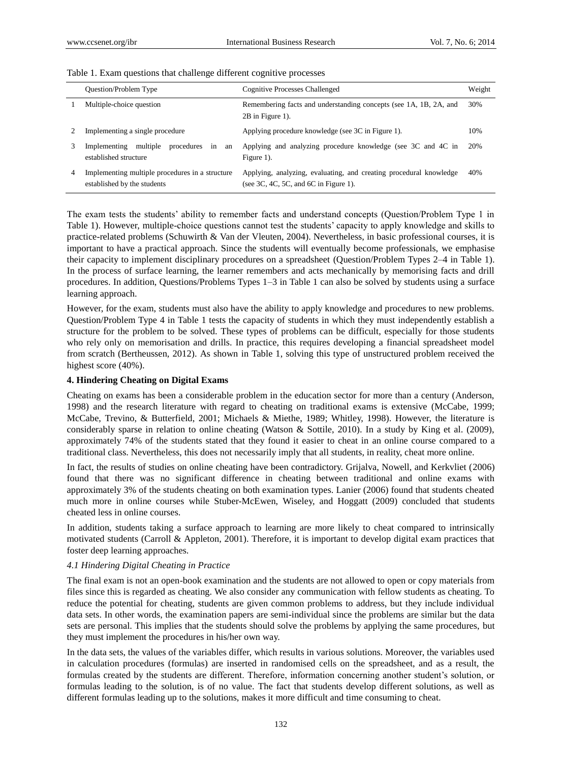Table 1. Exam questions that challenge different cognitive processes

| | Question/Problem Type | Cognitive Processes Challenged | Weight |
|---|---|---|---|
| 1 | Multiple-choice question | Remembering facts and understanding concepts (see 1A, 1B, 2A, and 2B in Figure 1). | 30% |
| 2 | Implementing a single procedure | Applying procedure knowledge (see 3C in Figure 1). | 10% |
| 3 | Implementing multiple procedures in an established structure | Applying and analyzing procedure knowledge (see 3C and 4C in Figure 1). | 20% |
| 4 | Implementing multiple procedures in a structure established by the students | Applying, analyzing, evaluating, and creating procedural knowledge (see 3C, 4C, 5C, and 6C in Figure 1). | 40% |

The exam tests the students' ability to remember facts and understand concepts (Question/Problem Type 1 in Table 1). However, multiple-choice questions cannot test the students' capacity to apply knowledge and skills to practice-related problems (Schuwirth & Van der Vleuten, 2004). Nevertheless, in basic professional courses, it is important to have a practical approach. Since the students will eventually become professionals, we emphasise their capacity to implement disciplinary procedures on a spreadsheet (Question/Problem Types 2–4 in Table 1). In the process of surface learning, the learner remembers and acts mechanically by memorising facts and drill procedures. In addition, Questions/Problems Types 1–3 in Table 1 can also be solved by students using a surface learning approach.

However, for the exam, students must also have the ability to apply knowledge and procedures to new problems. Question/Problem Type 4 in Table 1 tests the capacity of students in which they must independently establish a structure for the problem to be solved. These types of problems can be difficult, especially for those students who rely only on memorisation and drills. In practice, this requires developing a financial spreadsheet model from scratch (Bertheussen, 2012). As shown in Table 1, solving this type of unstructured problem received the highest score (40%).

## 4. Hindering Cheating on Digital Exams

Cheating on exams has been a considerable problem in the education sector for more than a century (Anderson, 1998) and the research literature with regard to cheating on traditional exams is extensive (McCabe, 1999; McCabe, Trevino, & Butterfield, 2001; Michaels & Miethe, 1989; Whitley, 1998). However, the literature is considerably sparse in relation to online cheating (Watson & Sottile, 2010). In a study by King et al. (2009), approximately 74% of the students stated that they found it easier to cheat in an online course compared to a traditional class. Nevertheless, this does not necessarily imply that all students, in reality, cheat more online.

In fact, the results of studies on online cheating have been contradictory. Grijalva, Nowell, and Kerkvliet (2006) found that there was no significant difference in cheating between traditional and online exams with approximately 3% of the students cheating on both examination types. Lanier (2006) found that students cheated much more in online courses while Stuber-McEwen, Wiseley, and Hoggatt (2009) concluded that students cheated less in online courses.

In addition, students taking a surface approach to learning are more likely to cheat compared to intrinsically motivated students (Carroll & Appleton, 2001). Therefore, it is important to develop digital exam practices that foster deep learning approaches.

### *4.1 Hindering Digital Cheating in Practice*

The final exam is not an open-book examination and the students are not allowed to open or copy materials from files since this is regarded as cheating. We also consider any communication with fellow students as cheating. To reduce the potential for cheating, students are given common problems to address, but they include individual data sets. In other words, the examination papers are semi-individual since the problems are similar but the data sets are personal. This implies that the students should solve the problems by applying the same procedures, but they must implement the procedures in his/her own way.

In the data sets, the values of the variables differ, which results in various solutions. Moreover, the variables used in calculation procedures (formulas) are inserted in randomised cells on the spreadsheet, and as a result, the formulas created by the students are different. Therefore, information concerning another student's solution, or formulas leading to the solution, is of no value. The fact that students develop different solutions, as well as different formulas leading up to the solutions, makes it more difficult and time consuming to cheat.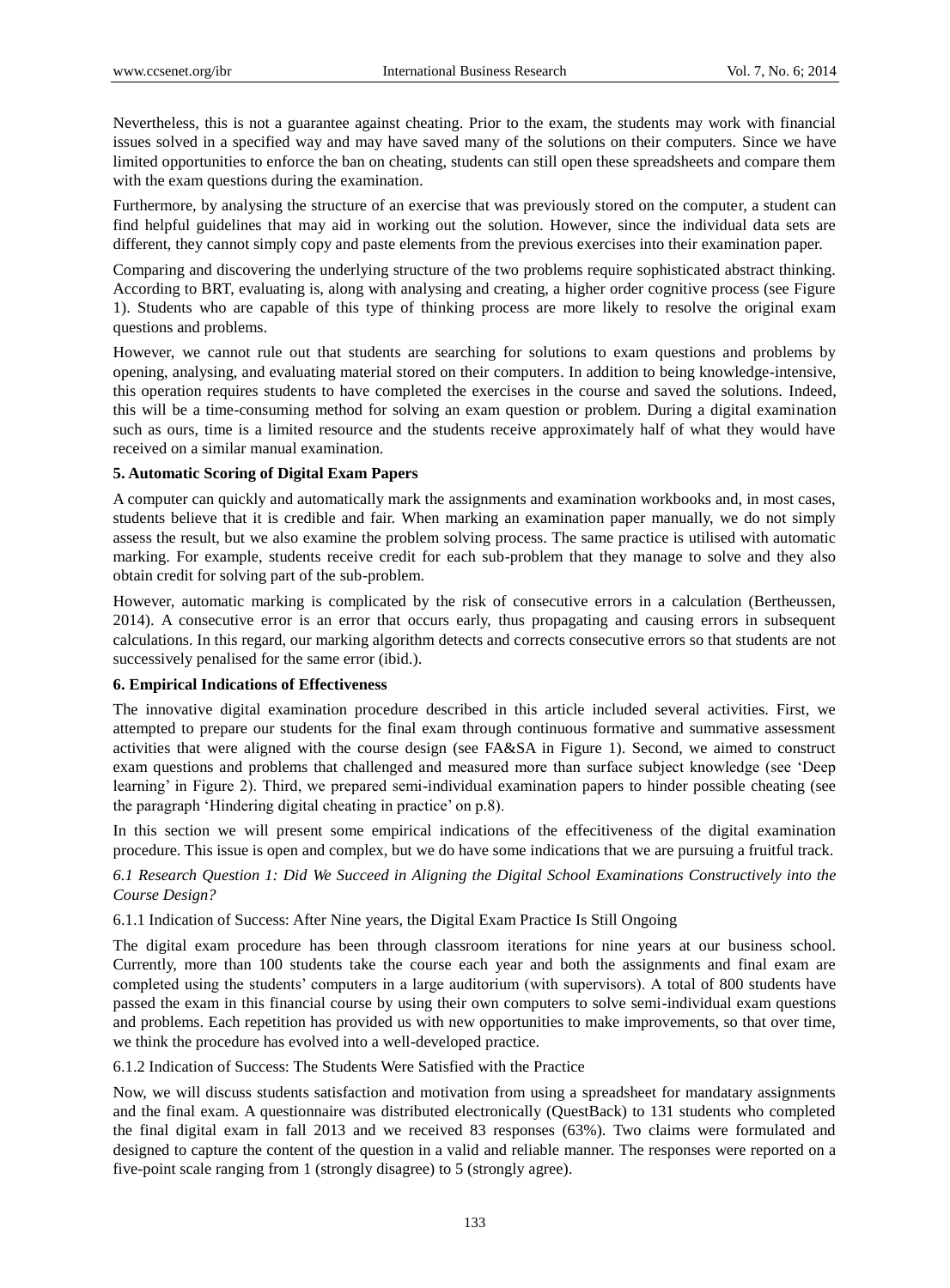Nevertheless, this is not a guarantee against cheating. Prior to the exam, the students may work with financial issues solved in a specified way and may have saved many of the solutions on their computers. Since we have limited opportunities to enforce the ban on cheating, students can still open these spreadsheets and compare them with the exam questions during the examination.

Furthermore, by analysing the structure of an exercise that was previously stored on the computer, a student can find helpful guidelines that may aid in working out the solution. However, since the individual data sets are different, they cannot simply copy and paste elements from the previous exercises into their examination paper.

Comparing and discovering the underlying structure of the two problems require sophisticated abstract thinking. According to BRT, evaluating is, along with analysing and creating, a higher order cognitive process (see Figure 1). Students who are capable of this type of thinking process are more likely to resolve the original exam questions and problems.

However, we cannot rule out that students are searching for solutions to exam questions and problems by opening, analysing, and evaluating material stored on their computers. In addition to being knowledge-intensive, this operation requires students to have completed the exercises in the course and saved the solutions. Indeed, this will be a time-consuming method for solving an exam question or problem. During a digital examination such as ours, time is a limited resource and the students receive approximately half of what they would have received on a similar manual examination.

## 5. Automatic Scoring of Digital Exam Papers

A computer can quickly and automatically mark the assignments and examination workbooks and, in most cases, students believe that it is credible and fair. When marking an examination paper manually, we do not simply assess the result, but we also examine the problem solving process. The same practice is utilised with automatic marking. For example, students receive credit for each sub-problem that they manage to solve and they also obtain credit for solving part of the sub-problem.

However, automatic marking is complicated by the risk of consecutive errors in a calculation (Bertheussen, 2014). A consecutive error is an error that occurs early, thus propagating and causing errors in subsequent calculations. In this regard, our marking algorithm detects and corrects consecutive errors so that students are not successively penalised for the same error (ibid.).

## 6. Empirical Indications of Effectiveness

The innovative digital examination procedure described in this article included several activities. First, we attempted to prepare our students for the final exam through continuous formative and summative assessment activities that were aligned with the course design (see FA&SA in Figure 1). Second, we aimed to construct exam questions and problems that challenged and measured more than surface subject knowledge (see 'Deep learning' in Figure 2). Third, we prepared semi-individual examination papers to hinder possible cheating (see the paragraph 'Hindering digital cheating in practice' on p.8).

In this section we will present some empirical indications of the effecitiveness of the digital examination procedure. This issue is open and complex, but we do have some indications that we are pursuing a fruitful track.

### *6.1 Research Question 1: Did We Succeed in Aligning the Digital School Examinations Constructively into the Course Design?*

#### 6.1.1 Indication of Success: After Nine years, the Digital Exam Practice Is Still Ongoing

The digital exam procedure has been through classroom iterations for nine years at our business school. Currently, more than 100 students take the course each year and both the assignments and final exam are completed using the students' computers in a large auditorium (with supervisors). A total of 800 students have passed the exam in this financial course by using their own computers to solve semi-individual exam questions and problems. Each repetition has provided us with new opportunities to make improvements, so that over time, we think the procedure has evolved into a well-developed practice.

#### 6.1.2 Indication of Success: The Students Were Satisfied with the Practice

Now, we will discuss students satisfaction and motivation from using a spreadsheet for mandatary assignments and the final exam. A questionnaire was distributed electronically (QuestBack) to 131 students who completed the final digital exam in fall 2013 and we received 83 responses (63%). Two claims were formulated and designed to capture the content of the question in a valid and reliable manner. The responses were reported on a five-point scale ranging from 1 (strongly disagree) to 5 (strongly agree).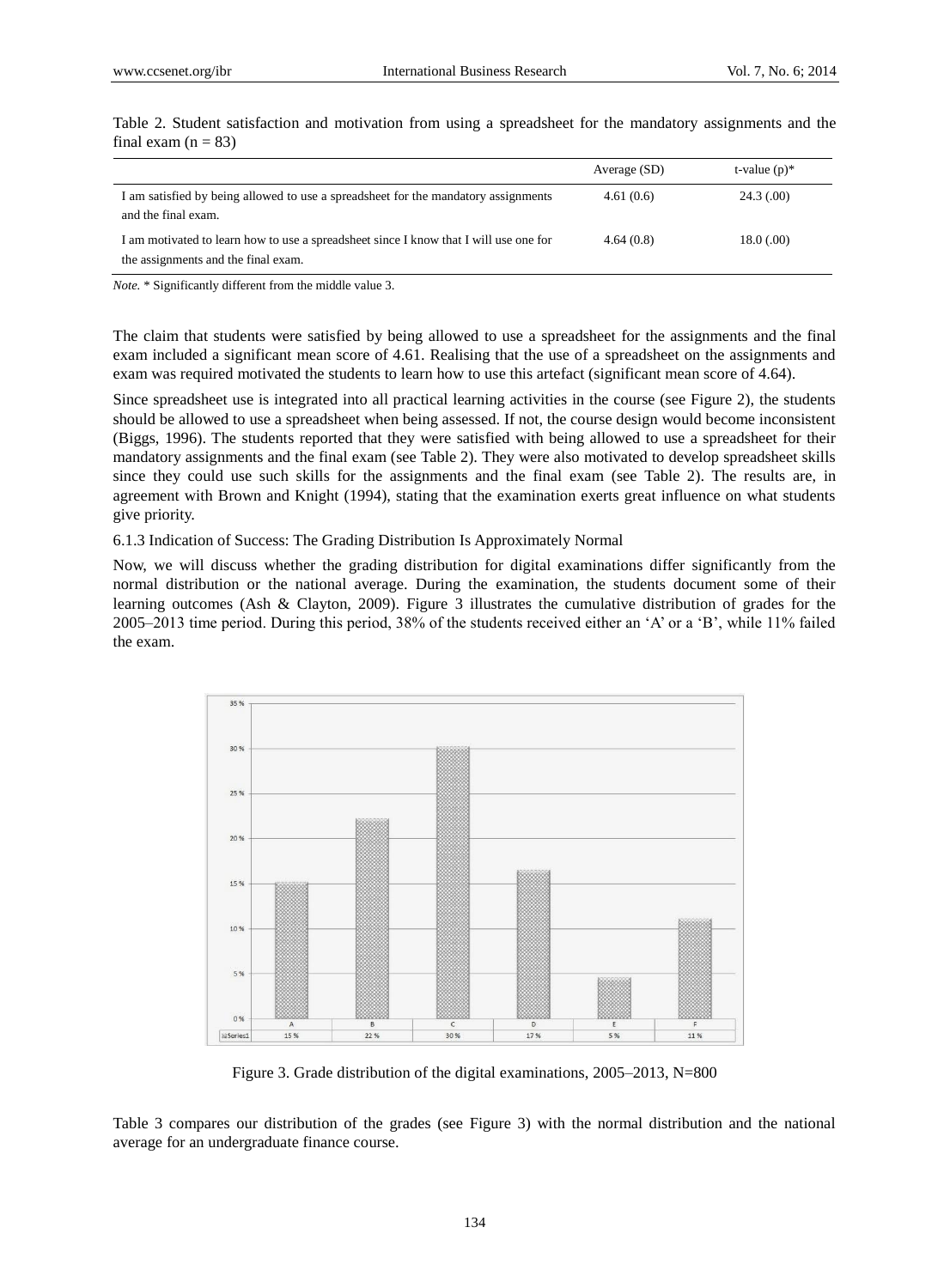Table 2. Student satisfaction and motivation from using a spreadsheet for the mandatory assignments and the final exam (n = 83)

| | Average (SD) | t-value (p)* |
|---|---|---|
| I am satisfied by being allowed to use a spreadsheet for the mandatory assignments and the final exam. | 4.61 (0.6) | 24.3 (.00) |
| I am motivated to learn how to use a spreadsheet since I know that I will use one for the assignments and the final exam. | 4.64 (0.8) | 18.0 (.00) |

*Note.* * Significantly different from the middle value 3.

The claim that students were satisfied by being allowed to use a spreadsheet for the assignments and the final exam included a significant mean score of 4.61. Realising that the use of a spreadsheet on the assignments and exam was required motivated the students to learn how to use this artefact (significant mean score of 4.64).

Since spreadsheet use is integrated into all practical learning activities in the course (see Figure 2), the students should be allowed to use a spreadsheet when being assessed. If not, the course design would become inconsistent (Biggs, 1996). The students reported that they were satisfied with being allowed to use a spreadsheet for their mandatory assignments and the final exam (see Table 2). They were also motivated to develop spreadsheet skills since they could use such skills for the assignments and the final exam (see Table 2). The results are, in agreement with Brown and Knight (1994), stating that the examination exerts great influence on what students give priority.

6.1.3 Indication of Success: The Grading Distribution Is Approximately Normal

Now, we will discuss whether the grading distribution for digital examinations differ significantly from the normal distribution or the national average. During the examination, the students document some of their learning outcomes (Ash & Clayton, 2009). Figure 3 illustrates the cumulative distribution of grades for the 2005–2013 time period. During this period, 38% of the students received either an 'A' or a 'B', while 11% failed the exam.

| | A | B | C | D | E | F |
|---|---|---|---|---|---|---|
| Series1 | 15 % | 22 % | 30 % | 17 % | 5 % | 11 % |

Figure 3. Grade distribution of the digital examinations, 2005–2013, N=800

Table 3 compares our distribution of the grades (see Figure 3) with the normal distribution and the national average for an undergraduate finance course.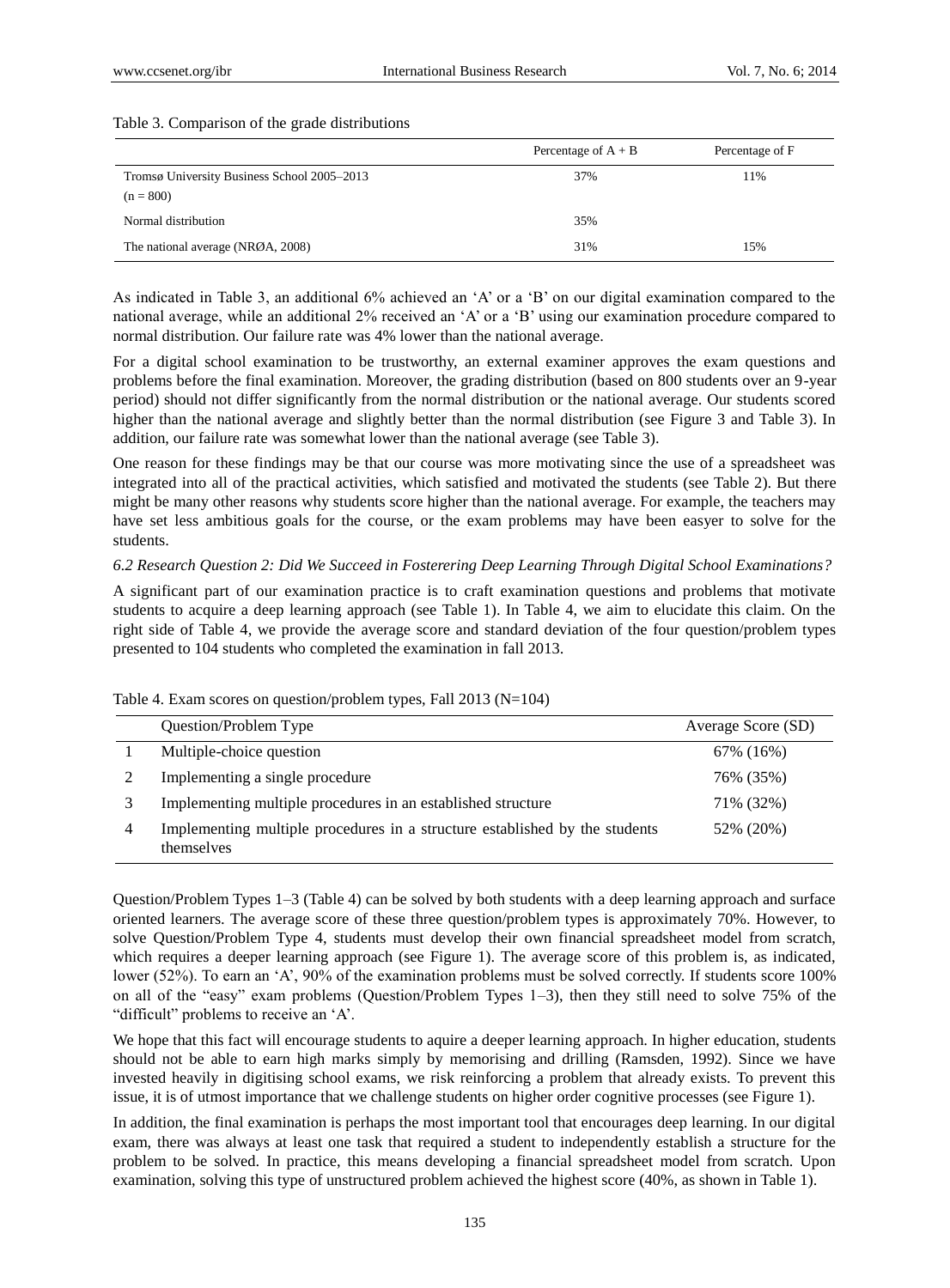Table 3. Comparison of the grade distributions

| | Percentage of A + B | Percentage of F |
|---|---|---|
| Tromsø University Business School 2005–2013 (n = 800) | 37% | 11% |
| Normal distribution | 35% | |
| The national average (NRØA, 2008) | 31% | 15% |

As indicated in Table 3, an additional 6% achieved an 'A' or a 'B' on our digital examination compared to the national average, while an additional 2% received an 'A' or a 'B' using our examination procedure compared to normal distribution. Our failure rate was 4% lower than the national average.

For a digital school examination to be trustworthy, an external examiner approves the exam questions and problems before the final examination. Moreover, the grading distribution (based on 800 students over an 9-year period) should not differ significantly from the normal distribution or the national average. Our students scored higher than the national average and slightly better than the normal distribution (see Figure 3 and Table 3). In addition, our failure rate was somewhat lower than the national average (see Table 3).

One reason for these findings may be that our course was more motivating since the use of a spreadsheet was integrated into all of the practical activities, which satisfied and motivated the students (see Table 2). But there might be many other reasons why students score higher than the national average. For example, the teachers may have set less ambitious goals for the course, or the exam problems may have been easyer to solve for the students.

### *6.2 Research Question 2: Did We Succeed in Fosterering Deep Learning Through Digital School Examinations?*

A significant part of our examination practice is to craft examination questions and problems that motivate students to acquire a deep learning approach (see Table 1). In Table 4, we aim to elucidate this claim. On the right side of Table 4, we provide the average score and standard deviation of the four question/problem types presented to 104 students who completed the examination in fall 2013.

Table 4. Exam scores on question/problem types, Fall 2013 (N=104)

| | Question/Problem Type | Average Score (SD) |
|---|---|---|
| 1 | Multiple-choice question | 67% (16%) |
| 2 | Implementing a single procedure | 76% (35%) |
| 3 | Implementing multiple procedures in an established structure | 71% (32%) |
| 4 | Implementing multiple procedures in a structure established by the students themselves | 52% (20%) |

Question/Problem Types 1–3 (Table 4) can be solved by both students with a deep learning approach and surface oriented learners. The average score of these three question/problem types is approximately 70%. However, to solve Question/Problem Type 4, students must develop their own financial spreadsheet model from scratch, which requires a deeper learning approach (see Figure 1). The average score of this problem is, as indicated, lower (52%). To earn an 'A', 90% of the examination problems must be solved correctly. If students score 100% on all of the "easy" exam problems (Question/Problem Types 1–3), then they still need to solve 75% of the "difficult" problems to receive an 'A'.

We hope that this fact will encourage students to aquire a deeper learning approach. In higher education, students should not be able to earn high marks simply by memorising and drilling (Ramsden, 1992). Since we have invested heavily in digitising school exams, we risk reinforcing a problem that already exists. To prevent this issue, it is of utmost importance that we challenge students on higher order cognitive processes (see Figure 1).

In addition, the final examination is perhaps the most important tool that encourages deep learning. In our digital exam, there was always at least one task that required a student to independently establish a structure for the problem to be solved. In practice, this means developing a financial spreadsheet model from scratch. Upon examination, solving this type of unstructured problem achieved the highest score (40%, as shown in Table 1).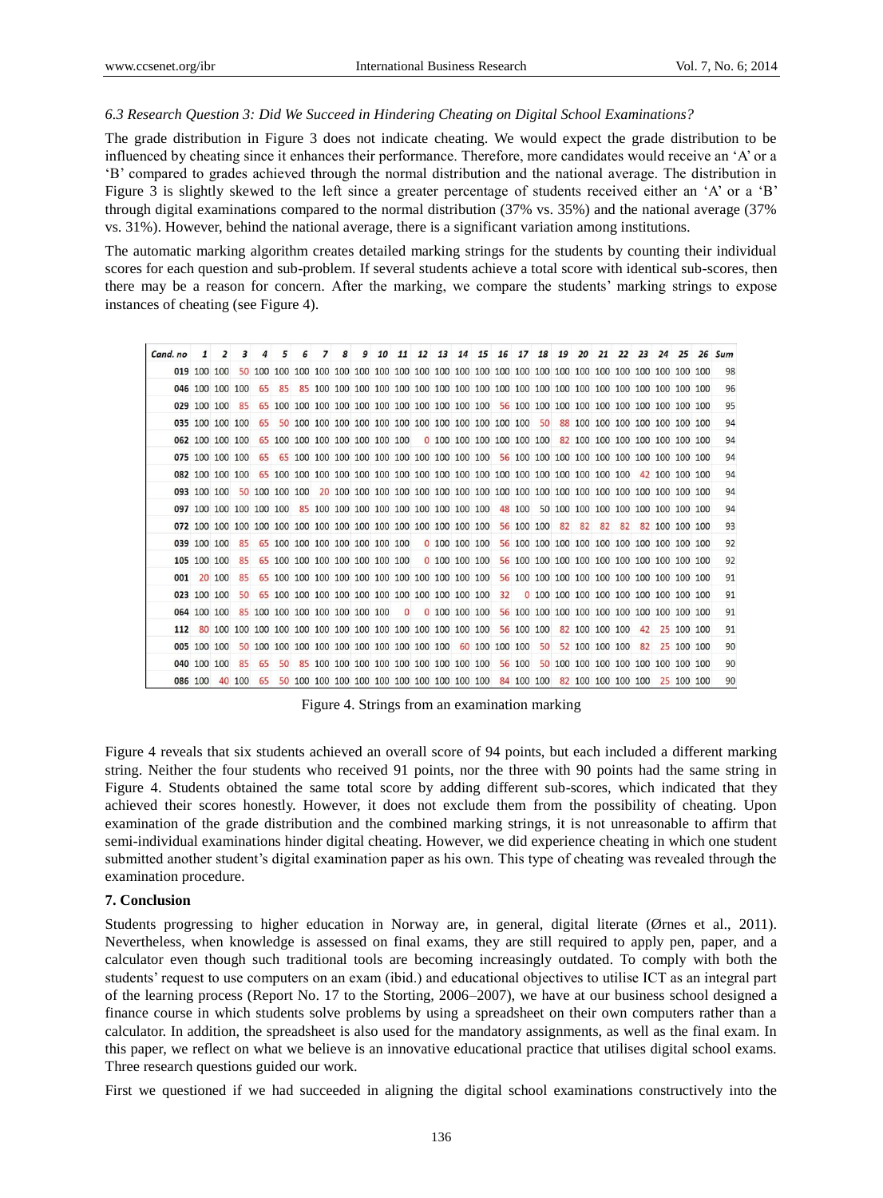*6.3 Research Question 3: Did We Succeed in Hindering Cheating on Digital School Examinations?*

The grade distribution in Figure 3 does not indicate cheating. We would expect the grade distribution to be influenced by cheating since it enhances their performance. Therefore, more candidates would receive an 'A' or a 'B' compared to grades achieved through the normal distribution and the national average. The distribution in Figure 3 is slightly skewed to the left since a greater percentage of students received either an 'A' or a 'B' through digital examinations compared to the normal distribution (37% vs. 35%) and the national average (37% vs. 31%). However, behind the national average, there is a significant variation among institutions.

The automatic marking algorithm creates detailed marking strings for the students by counting their individual scores for each question and sub-problem. If several students achieve a total score with identical sub-scores, then there may be a reason for concern. After the marking, we compare the students' marking strings to expose instances of cheating (see Figure 4).

| Cand. no | 1 | 2 | 3 | 4 | 5 | 6 | 7 | 8 | 9 | 10 | 11 | 12 | 13 | 14 | 15 | 16 | 17 | 18 | 19 | 20 | 21 | 22 | 23 | 24 | 25 | 26 | Sum |
|---|---|---|---|---|---|---|---|---|---|---|---|---|---|---|---|---|---|---|---|---|---|---|---|---|---|---|---|
| 019 | 100 | 100 | 50 | 100 | 100 | 100 | 100 | 100 | 100 | 100 | 100 | 100 | 100 | 100 | 100 | 100 | 100 | 100 | 100 | 100 | 100 | 100 | 100 | 100 | 100 | 100 | 98 |
| 046 | 100 | 100 | 100 | 65 | 85 | 85 | 100 | 100 | 100 | 100 | 100 | 100 | 100 | 100 | 100 | 100 | 100 | 100 | 100 | 100 | 100 | 100 | 100 | 100 | 100 | 100 | 96 |
| 029 | 100 | 100 | 85 | 65 | 100 | 100 | 100 | 100 | 100 | 100 | 100 | 100 | 100 | 100 | 100 | 56 | 100 | 100 | 100 | 100 | 100 | 100 | 100 | 100 | 100 | 100 | 95 |
| 035 | 100 | 100 | 100 | 65 | 50 | 100 | 100 | 100 | 100 | 100 | 100 | 100 | 100 | 100 | 100 | 100 | 100 | 50 | 88 | 100 | 100 | 100 | 100 | 100 | 100 | 100 | 94 |
| 062 | 100 | 100 | 100 | 65 | 100 | 100 | 100 | 100 | 100 | 100 | 100 | 0 | 100 | 100 | 100 | 100 | 100 | 100 | 82 | 100 | 100 | 100 | 100 | 100 | 100 | 100 | 94 |
| 075 | 100 | 100 | 100 | 65 | 65 | 100 | 100 | 100 | 100 | 100 | 100 | 100 | 100 | 100 | 100 | 56 | 100 | 100 | 100 | 100 | 100 | 100 | 100 | 100 | 100 | 100 | 94 |
| 082 | 100 | 100 | 100 | 65 | 100 | 100 | 100 | 100 | 100 | 100 | 100 | 100 | 100 | 100 | 100 | 100 | 100 | 100 | 100 | 100 | 100 | 42 | 100 | 100 | 100 | 100 | 94 |
| 093 | 100 | 100 | 50 | 100 | 100 | 100 | 20 | 100 | 100 | 100 | 100 | 100 | 100 | 100 | 100 | 100 | 100 | 100 | 100 | 100 | 100 | 100 | 100 | 100 | 100 | 100 | 94 |
| 097 | 100 | 100 | 100 | 100 | 100 | 85 | 100 | 100 | 100 | 100 | 100 | 100 | 100 | 100 | 100 | 48 | 100 | 50 | 100 | 100 | 100 | 100 | 100 | 100 | 100 | 100 | 94 |
| 072 | 100 | 100 | 100 | 100 | 100 | 100 | 100 | 100 | 100 | 100 | 100 | 100 | 100 | 100 | 100 | 56 | 100 | 100 | 82 | 82 | 82 | 82 | 82 | 100 | 100 | 100 | 93 |
| 039 | 100 | 100 | 85 | 65 | 100 | 100 | 100 | 100 | 100 | 100 | 100 | 0 | 100 | 100 | 100 | 56 | 100 | 100 | 100 | 100 | 100 | 100 | 100 | 100 | 100 | 100 | 92 |
| 105 | 100 | 100 | 85 | 65 | 100 | 100 | 100 | 100 | 100 | 100 | 100 | 0 | 100 | 100 | 100 | 56 | 100 | 100 | 100 | 100 | 100 | 100 | 100 | 100 | 100 | 100 | 92 |
| 001 | 20 | 100 | 85 | 65 | 100 | 100 | 100 | 100 | 100 | 100 | 100 | 100 | 100 | 100 | 100 | 56 | 100 | 100 | 100 | 100 | 100 | 100 | 100 | 100 | 100 | 100 | 91 |
| 023 | 100 | 100 | 50 | 65 | 100 | 100 | 100 | 100 | 100 | 100 | 100 | 100 | 100 | 100 | 100 | 32 | 0 | 100 | 100 | 100 | 100 | 100 | 100 | 100 | 100 | 100 | 91 |
| 064 | 100 | 100 | 85 | 100 | 100 | 100 | 100 | 100 | 100 | 100 | 0 | 0 | 100 | 100 | 100 | 56 | 100 | 100 | 100 | 100 | 100 | 100 | 100 | 100 | 100 | 100 | 91 |
| 112 | 80 | 100 | 100 | 100 | 100 | 100 | 100 | 100 | 100 | 100 | 100 | 100 | 100 | 100 | 100 | 56 | 100 | 100 | 82 | 100 | 100 | 42 | 25 | 100 | 100 | 100 | 91 |
| 005 | 100 | 100 | 50 | 100 | 100 | 100 | 100 | 100 | 100 | 100 | 100 | 100 | 100 | 60 | 100 | 100 | 100 | 50 | 52 | 100 | 100 | 100 | 82 | 25 | 100 | 100 | 90 |
| 040 | 100 | 100 | 85 | 65 | 50 | 85 | 100 | 100 | 100 | 100 | 100 | 100 | 100 | 100 | 100 | 56 | 100 | 50 | 100 | 100 | 100 | 100 | 100 | 100 | 100 | 100 | 90 |
| 086 | 100 | 40 | 100 | 65 | 50 | 100 | 100 | 100 | 100 | 100 | 100 | 100 | 100 | 100 | 100 | 84 | 100 | 100 | 82 | 100 | 100 | 100 | 100 | 25 | 100 | 100 | 90 |

Figure 4. Strings from an examination marking

Figure 4 reveals that six students achieved an overall score of 94 points, but each included a different marking string. Neither the four students who received 91 points, nor the three with 90 points had the same string in Figure 4. Students obtained the same total score by adding different sub-scores, which indicated that they achieved their scores honestly. However, it does not exclude them from the possibility of cheating. Upon examination of the grade distribution and the combined marking strings, it is not unreasonable to affirm that semi-individual examinations hinder digital cheating. However, we did experience cheating in which one student submitted another student's digital examination paper as his own. This type of cheating was revealed through the examination procedure.

## 7. Conclusion

Students progressing to higher education in Norway are, in general, digital literate (Ørnes et al., 2011). Nevertheless, when knowledge is assessed on final exams, they are still required to apply pen, paper, and a calculator even though such traditional tools are becoming increasingly outdated. To comply with both the students' request to use computers on an exam (ibid.) and educational objectives to utilise ICT as an integral part of the learning process (Report No. 17 to the Storting, 2006–2007), we have at our business school designed a finance course in which students solve problems by using a spreadsheet on their own computers rather than a calculator. In addition, the spreadsheet is also used for the mandatory assignments, as well as the final exam. In this paper, we reflect on what we believe is an innovative educational practice that utilises digital school exams. Three research questions guided our work.

First we questioned if we had succeeded in aligning the digital school examinations constructively into the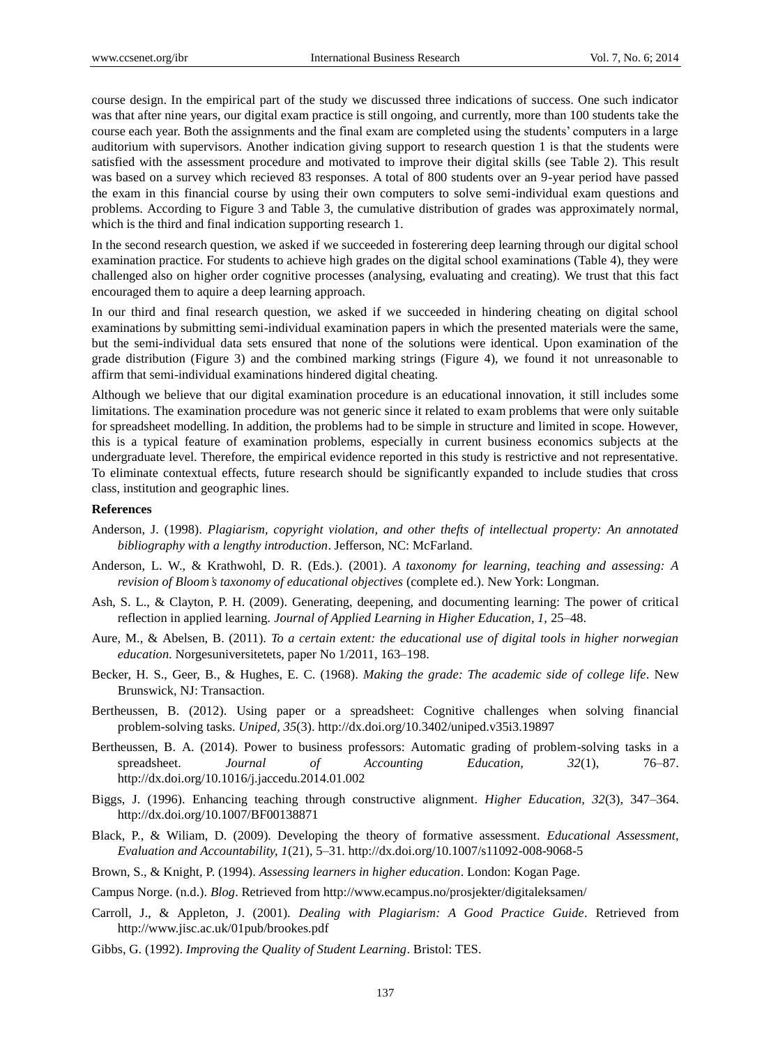course design. In the empirical part of the study we discussed three indications of success. One such indicator was that after nine years, our digital exam practice is still ongoing, and currently, more than 100 students take the course each year. Both the assignments and the final exam are completed using the students' computers in a large auditorium with supervisors. Another indication giving support to research question 1 is that the students were satisfied with the assessment procedure and motivated to improve their digital skills (see Table 2). This result was based on a survey which recieved 83 responses. A total of 800 students over an 9-year period have passed the exam in this financial course by using their own computers to solve semi-individual exam questions and problems. According to Figure 3 and Table 3, the cumulative distribution of grades was approximately normal, which is the third and final indication supporting research 1.

In the second research question, we asked if we succeeded in fosterering deep learning through our digital school examination practice. For students to achieve high grades on the digital school examinations (Table 4), they were challenged also on higher order cognitive processes (analysing, evaluating and creating). We trust that this fact encouraged them to aquire a deep learning approach.

In our third and final research question, we asked if we succeeded in hindering cheating on digital school examinations by submitting semi-individual examination papers in which the presented materials were the same, but the semi-individual data sets ensured that none of the solutions were identical. Upon examination of the grade distribution (Figure 3) and the combined marking strings (Figure 4), we found it not unreasonable to affirm that semi-individual examinations hindered digital cheating.

Although we believe that our digital examination procedure is an educational innovation, it still includes some limitations. The examination procedure was not generic since it related to exam problems that were only suitable for spreadsheet modelling. In addition, the problems had to be simple in structure and limited in scope. However, this is a typical feature of examination problems, especially in current business economics subjects at the undergraduate level. Therefore, the empirical evidence reported in this study is restrictive and not representative. To eliminate contextual effects, future research should be significantly expanded to include studies that cross class, institution and geographic lines.

**References**

Anderson, J. (1998). *Plagiarism, copyright violation, and other thefts of intellectual property: An annotated bibliography with a lengthy introduction*. Jefferson, NC: McFarland.

Anderson, L. W., & Krathwohl, D. R. (Eds.). (2001). *A taxonomy for learning, teaching and assessing: A revision of Bloom's taxonomy of educational objectives* (complete ed.). New York: Longman.

Ash, S. L., & Clayton, P. H. (2009). Generating, deepening, and documenting learning: The power of critical reflection in applied learning. *Journal of Applied Learning in Higher Education, 1*, 25–48.

Aure, M., & Abelsen, B. (2011). *To a certain extent: the educational use of digital tools in higher norwegian education.* Norgesuniversitetets, paper No 1/2011, 163–198.

Becker, H. S., Geer, B., & Hughes, E. C. (1968). *Making the grade: The academic side of college life*. New Brunswick, NJ: Transaction.

Bertheussen, B. (2012). Using paper or a spreadsheet: Cognitive challenges when solving financial problem-solving tasks. *Uniped, 35*(3). http://dx.doi.org/10.3402/uniped.v35i3.19897

Bertheussen, B. A. (2014). Power to business professors: Automatic grading of problem-solving tasks in a spreadsheet. *Journal of Accounting Education, 32*(1), 76–87. http://dx.doi.org/10.1016/j.jaccedu.2014.01.002

Biggs, J. (1996). Enhancing teaching through constructive alignment. *Higher Education, 32*(3), 347–364. http://dx.doi.org/10.1007/BF00138871

Black, P., & Wiliam, D. (2009). Developing the theory of formative assessment. *Educational Assessment, Evaluation and Accountability, 1*(21), 5–31. http://dx.doi.org/10.1007/s11092-008-9068-5

Brown, S., & Knight, P. (1994). *Assessing learners in higher education*. London: Kogan Page.

Campus Norge. (n.d.). *Blog*. Retrieved from http://www.ecampus.no/prosjekter/digitaleksamen/

Carroll, J., & Appleton, J. (2001). *Dealing with Plagiarism: A Good Practice Guide*. Retrieved from http://www.jisc.ac.uk/01pub/brookes.pdf

Gibbs, G. (1992). *Improving the Quality of Student Learning*. Bristol: TES.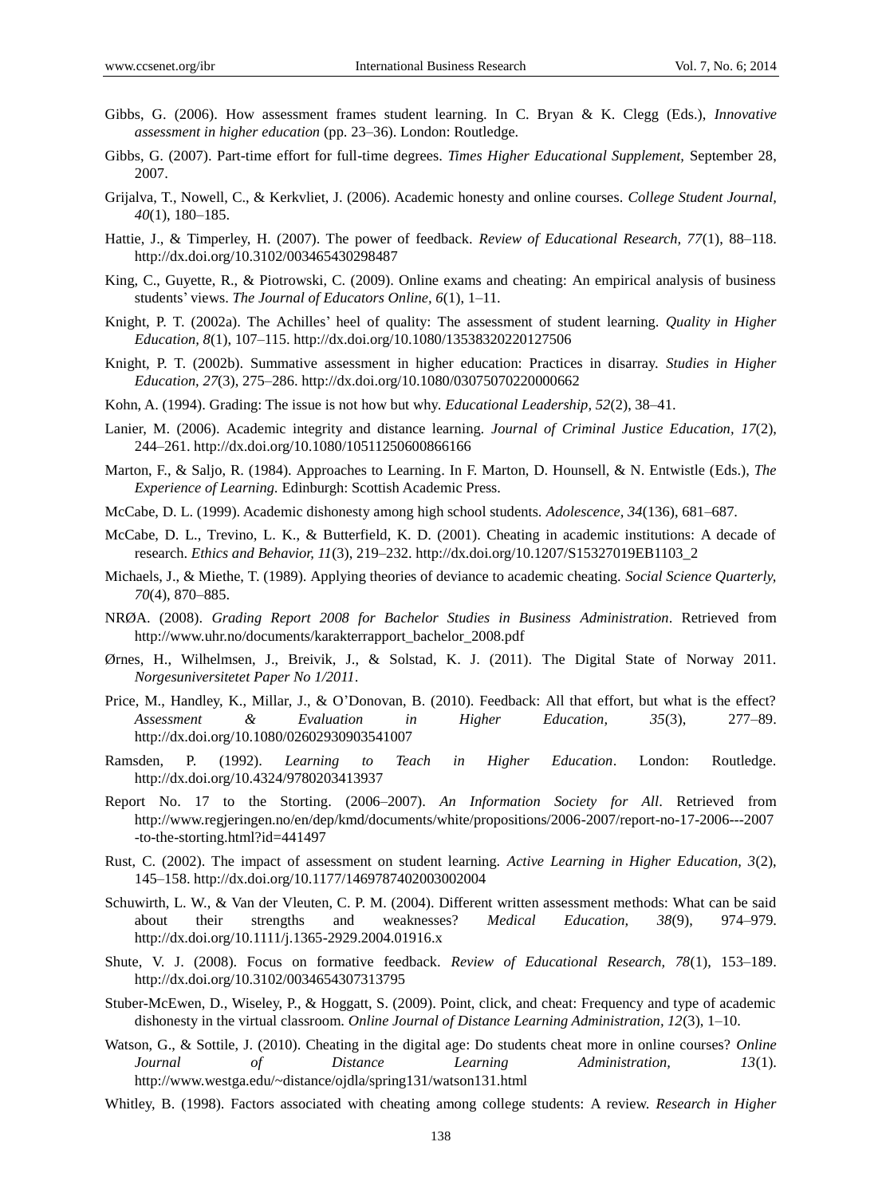Gibbs, G. (2006). How assessment frames student learning. In C. Bryan & K. Clegg (Eds.), *Innovative assessment in higher education* (pp. 23–36). London: Routledge.

Gibbs, G. (2007). Part-time effort for full-time degrees. *Times Higher Educational Supplement,* September 28, 2007.

Grijalva, T., Nowell, C., & Kerkvliet, J. (2006). Academic honesty and online courses. *College Student Journal, 40*(1), 180–185.

Hattie, J., & Timperley, H. (2007). The power of feedback. *Review of Educational Research, 77*(1), 88–118. http://dx.doi.org/10.3102/003465430298487

King, C., Guyette, R., & Piotrowski, C. (2009). Online exams and cheating: An empirical analysis of business students' views. *The Journal of Educators Online, 6*(1), 1–11.

Knight, P. T. (2002a). The Achilles' heel of quality: The assessment of student learning. *Quality in Higher Education, 8*(1), 107–115. http://dx.doi.org/10.1080/13538320220127506

Knight, P. T. (2002b). Summative assessment in higher education: Practices in disarray. *Studies in Higher Education, 27*(3), 275–286. http://dx.doi.org/10.1080/03075070220000662

Kohn, A. (1994). Grading: The issue is not how but why. *Educational Leadership, 52*(2), 38–41.

Lanier, M. (2006). Academic integrity and distance learning. *Journal of Criminal Justice Education, 17*(2), 244–261. http://dx.doi.org/10.1080/10511250600866166

Marton, F., & Saljo, R. (1984). Approaches to Learning. In F. Marton, D. Hounsell, & N. Entwistle (Eds.), *The Experience of Learning.* Edinburgh: Scottish Academic Press.

McCabe, D. L. (1999). Academic dishonesty among high school students. *Adolescence, 34*(136), 681–687.

McCabe, D. L., Trevino, L. K., & Butterfield, K. D. (2001). Cheating in academic institutions: A decade of research. *Ethics and Behavior, 11*(3), 219–232. http://dx.doi.org/10.1207/S15327019EB1103_2

Michaels, J., & Miethe, T. (1989). Applying theories of deviance to academic cheating. *Social Science Quarterly, 70*(4), 870–885.

NRØA. (2008). *Grading Report 2008 for Bachelor Studies in Business Administration*. Retrieved from http://www.uhr.no/documents/karakterrapport_bachelor_2008.pdf

Ørnes, H., Wilhelmsen, J., Breivik, J., & Solstad, K. J. (2011). The Digital State of Norway 2011. *Norgesuniversitetet Paper No 1/2011*.

Price, M., Handley, K., Millar, J., & O'Donovan, B. (2010). Feedback: All that effort, but what is the effect? *Assessment & Evaluation in Higher Education, 35*(3), 277–89. http://dx.doi.org/10.1080/02602930903541007

Ramsden, P. (1992). *Learning to Teach in Higher Education*. London: Routledge. http://dx.doi.org/10.4324/9780203413937

Report No. 17 to the Storting. (2006–2007). *An Information Society for All*. Retrieved from http://www.regjeringen.no/en/dep/kmd/documents/white/propositions/2006-2007/report-no-17-2006---2007-to-the-storting.html?id=441497

Rust, C. (2002). The impact of assessment on student learning. *Active Learning in Higher Education, 3*(2), 145–158. http://dx.doi.org/10.1177/1469787402003002004

Schuwirth, L. W., & Van der Vleuten, C. P. M. (2004). Different written assessment methods: What can be said about their strengths and weaknesses? *Medical Education, 38*(9), 974–979. http://dx.doi.org/10.1111/j.1365-2929.2004.01916.x

Shute, V. J. (2008). Focus on formative feedback. *Review of Educational Research, 78*(1), 153–189. http://dx.doi.org/10.3102/0034654307313795

Stuber-McEwen, D., Wiseley, P., & Hoggatt, S. (2009). Point, click, and cheat: Frequency and type of academic dishonesty in the virtual classroom. *Online Journal of Distance Learning Administration, 12*(3), 1–10.

Watson, G., & Sottile, J. (2010). Cheating in the digital age: Do students cheat more in online courses? *Online Journal of Distance Learning Administration, 13*(1). http://www.westga.edu/~distance/ojdla/spring131/watson131.html

Whitley, B. (1998). Factors associated with cheating among college students: A review. *Research in Higher*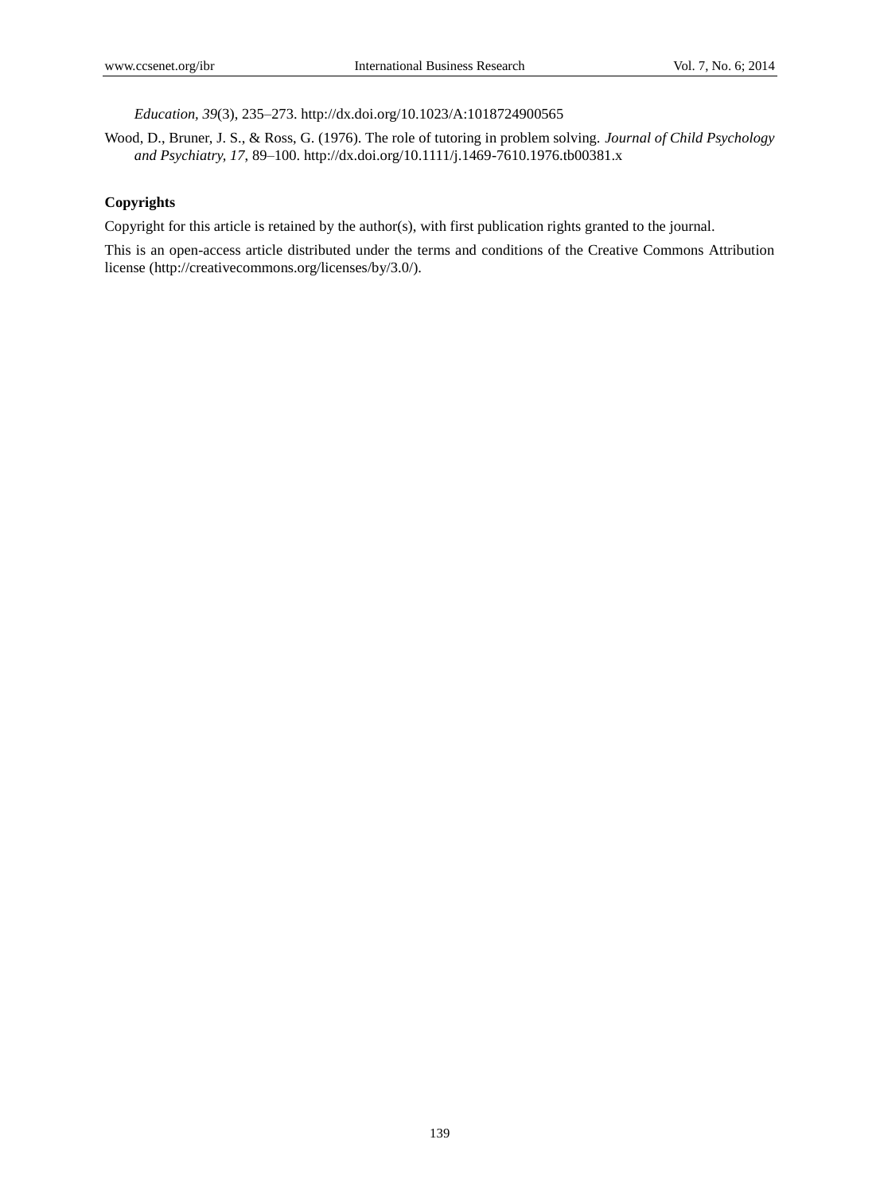*Education*, *39*(3), 235–273. http://dx.doi.org/10.1023/A:1018724900565

Wood, D., Bruner, J. S., & Ross, G. (1976). The role of tutoring in problem solving. *Journal of Child Psychology and Psychiatry*, *17*, 89–100. http://dx.doi.org/10.1111/j.1469-7610.1976.tb00381.x

**Copyrights**

Copyright for this article is retained by the author(s), with first publication rights granted to the journal.

This is an open-access article distributed under the terms and conditions of the Creative Commons Attribution license (http://creativecommons.org/licenses/by/3.0/).